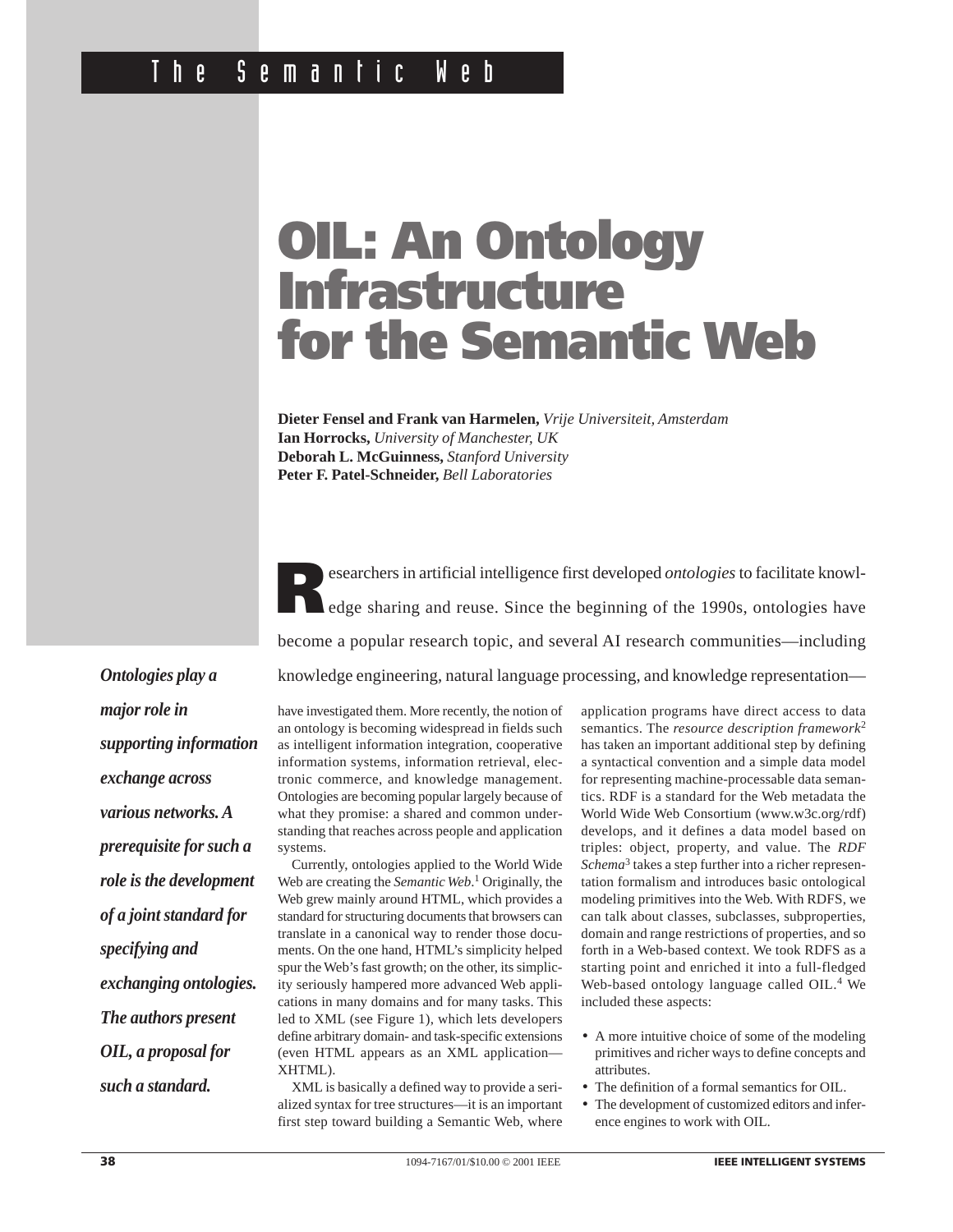# OIL: An Ontology Infrastructure for the Semantic Web

**Dieter Fensel and Frank van Harmelen,** *Vrije Universiteit, Amsterdam*
**Ian Horrocks,** *University of Manchester, UK*
**Deborah L. McGuinness,** *Stanford University*
**Peter F. Patel-Schneider,** *Bell Laboratories*

***Ontologies play a major role in supporting information exchange across various networks. A prerequisite for such a role is the development of a joint standard for specifying and exchanging ontologies. The authors present OIL, a proposal for such a standard.***

Researchers in artificial intelligence first developed *ontologies* to facilitate knowledge sharing and reuse. Since the beginning of the 1990s, ontologies have become a popular research topic, and several AI research communities—including knowledge engineering, natural language processing, and knowledge representation—have investigated them. More recently, the notion of an ontology is becoming widespread in fields such as intelligent information integration, cooperative information systems, information retrieval, electronic commerce, and knowledge management. Ontologies are becoming popular largely because of what they promise: a shared and common understanding that reaches across people and application systems.

Currently, ontologies applied to the World Wide Web are creating the *Semantic Web*.[1] Originally, the Web grew mainly around HTML, which provides a standard for structuring documents that browsers can translate in a canonical way to render those documents. On the one hand, HTML's simplicity helped spur the Web's fast growth; on the other, its simplicity seriously hampered more advanced Web applications in many domains and for many tasks. This led to XML (see Figure 1), which lets developers define arbitrary domain- and task-specific extensions (even HTML appears as an XML application—XHTML).

XML is basically a defined way to provide a serialized syntax for tree structures—it is an important first step toward building a Semantic Web, where application programs have direct access to data semantics. The *resource description framework*[2] has taken an important additional step by defining a syntactical convention and a simple data model for representing machine-processable data semantics. RDF is a standard for the Web metadata the World Wide Web Consortium (www.w3c.org/rdf) develops, and it defines a data model based on triples: object, property, and value. The *RDF Schema*[3] takes a step further into a richer representation formalism and introduces basic ontological modeling primitives into the Web. With RDFS, we can talk about classes, subclasses, subproperties, domain and range restrictions of properties, and so forth in a Web-based context. We took RDFS as a starting point and enriched it into a full-fledged Web-based ontology language called OIL.[4] We included these aspects:

- A more intuitive choice of some of the modeling primitives and richer ways to define concepts and attributes.
- The definition of a formal semantics for OIL.
- The development of customized editors and inference engines to work with OIL.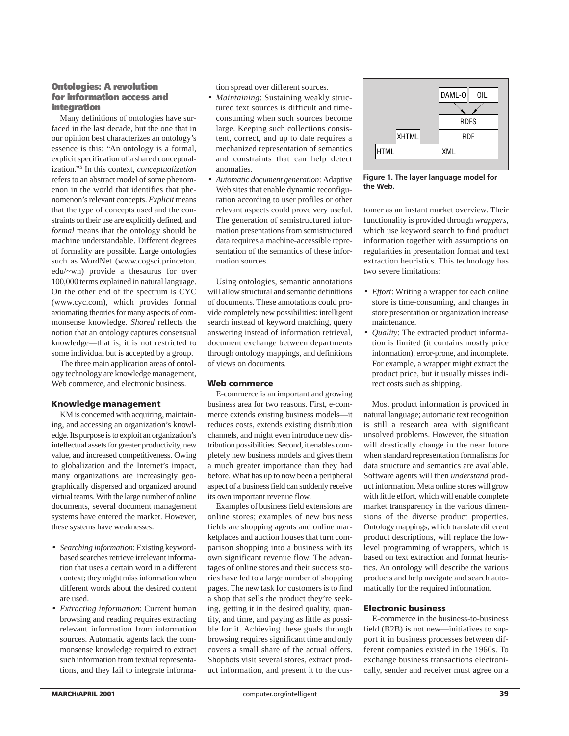## Ontologies: A revolution for information access and integration

Many definitions of ontologies have surfaced in the last decade, but the one that in our opinion best characterizes an ontology's essence is this: "An ontology is a formal, explicit specification of a shared conceptualization."[5] In this context, *conceptualization* refers to an abstract model of some phenomenon in the world that identifies that phenomenon's relevant concepts. *Explicit* means that the type of concepts used and the constraints on their use are explicitly defined, and *formal* means that the ontology should be machine understandable. Different degrees of formality are possible. Large ontologies such as WordNet (www.cogsci.princeton.edu/~wn) provide a thesaurus for over 100,000 terms explained in natural language. On the other end of the spectrum is CYC (www.cyc.com), which provides formal axiomating theories for many aspects of commonsense knowledge. *Shared* reflects the notion that an ontology captures consensual knowledge—that is, it is not restricted to some individual but is accepted by a group.

The three main application areas of ontology technology are knowledge management, Web commerce, and electronic business.

### Knowledge management

KM is concerned with acquiring, maintaining, and accessing an organization's knowledge. Its purpose is to exploit an organization's intellectual assets for greater productivity, new value, and increased competitiveness. Owing to globalization and the Internet's impact, many organizations are increasingly geographically dispersed and organized around virtual teams. With the large number of online documents, several document management systems have entered the market. However, these systems have weaknesses:

- *Searching information*: Existing keyword-based searches retrieve irrelevant information that uses a certain word in a different context; they might miss information when different words about the desired content are used.
- *Extracting information*: Current human browsing and reading requires extracting relevant information from information sources. Automatic agents lack the commonsense knowledge required to extract such information from textual representations, and they fail to integrate information spread over different sources.
- *Maintaining*: Sustaining weakly structured text sources is difficult and time-consuming when such sources become large. Keeping such collections consistent, correct, and up to date requires a mechanized representation of semantics and constraints that can help detect anomalies.
- *Automatic document generation*: Adaptive Web sites that enable dynamic reconfiguration according to user profiles or other relevant aspects could prove very useful. The generation of semistructured information presentations from semistructured data requires a machine-accessible representation of the semantics of these information sources.

Using ontologies, semantic annotations will allow structural and semantic definitions of documents. These annotations could provide completely new possibilities: intelligent search instead of keyword matching, query answering instead of information retrieval, document exchange between departments through ontology mappings, and definitions of views on documents.

### Web commerce

E-commerce is an important and growing business area for two reasons. First, e-commerce extends existing business models—it reduces costs, extends existing distribution channels, and might even introduce new distribution possibilities. Second, it enables completely new business models and gives them a much greater importance than they had before. What has up to now been a peripheral aspect of a business field can suddenly receive its own important revenue flow.

Examples of business field extensions are online stores; examples of new business fields are shopping agents and online marketplaces and auction houses that turn comparison shopping into a business with its own significant revenue flow. The advantages of online stores and their success stories have led to a large number of shopping pages. The new task for customers is to find a shop that sells the product they're seeking, getting it in the desired quality, quantity, and time, and paying as little as possible for it. Achieving these goals through browsing requires significant time and only covers a small share of the actual offers. Shopbots visit several stores, extract product information, and present it to the customer as an instant market overview. Their functionality is provided through *wrappers*, which use keyword search to find product information together with assumptions on regularities in presentation format and text extraction heuristics. This technology has two severe limitations:

| | | DAML-O | OIL |
|---|---|---|---|
| | | RDFS | |
| | XHTML | RDF | |
| HTML | XML | | |

**Figure 1. The layer language model for the Web.**

- *Effort*: Writing a wrapper for each online store is time-consuming, and changes in store presentation or organization increase maintenance.
- *Quality*: The extracted product information is limited (it contains mostly price information), error-prone, and incomplete. For example, a wrapper might extract the product price, but it usually misses indirect costs such as shipping.

Most product information is provided in natural language; automatic text recognition is still a research area with significant unsolved problems. However, the situation will drastically change in the near future when standard representation formalisms for data structure and semantics are available. Software agents will then *understand* product information. Meta online stores will grow with little effort, which will enable complete market transparency in the various dimensions of the diverse product properties. Ontology mappings, which translate different product descriptions, will replace the low-level programming of wrappers, which is based on text extraction and format heuristics. An ontology will describe the various products and help navigate and search automatically for the required information.

### Electronic business

E-commerce in the business-to-business field (B2B) is not new—initiatives to support it in business processes between different companies existed in the 1960s. To exchange business transactions electronically, sender and receiver must agree on a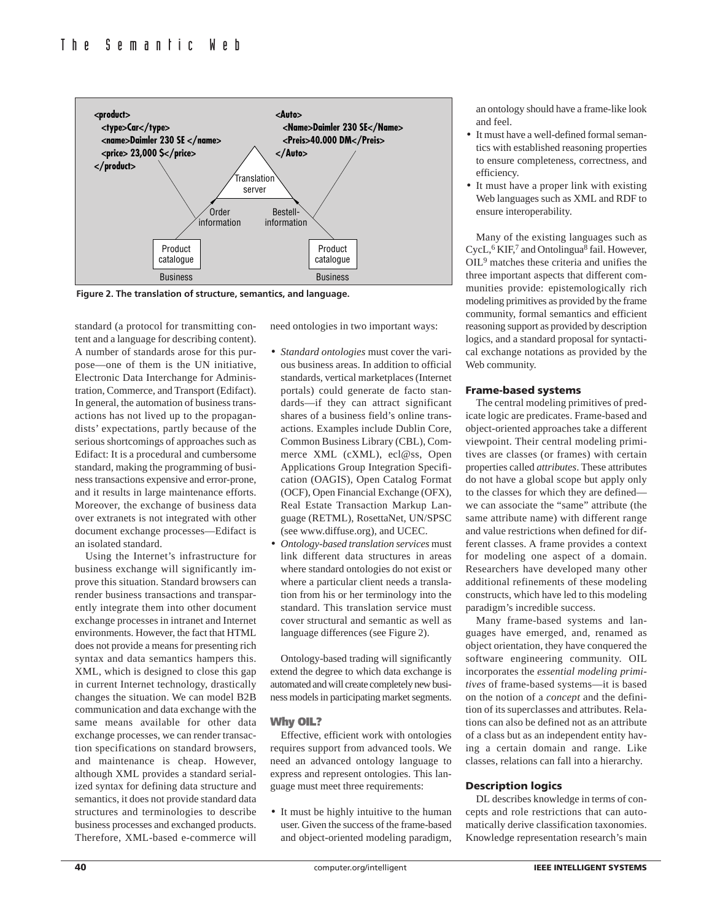<product>
<type>Car</type>
<name>Daimler 230 SE </name>
<price> 23,000 $</price>
</product>

<Auto>
<Name>Daimler 230 SE</Name>
<Preis>40.000 DM</Preis>
</Auto>

Translation server

Order information

Bestell-information

Product catalogue

Business

Product catalogue

Business

**Figure 2. The translation of structure, semantics, and language.**

standard (a protocol for transmitting content and a language for describing content). A number of standards arose for this purpose—one of them is the UN initiative, Electronic Data Interchange for Administration, Commerce, and Transport (Edifact). In general, the automation of business transactions has not lived up to the propagandists' expectations, partly because of the serious shortcomings of approaches such as Edifact: It is a procedural and cumbersome standard, making the programming of business transactions expensive and error-prone, and it results in large maintenance efforts. Moreover, the exchange of business data over extranets is not integrated with other document exchange processes—Edifact is an isolated standard.

Using the Internet's infrastructure for business exchange will significantly improve this situation. Standard browsers can render business transactions and transparently integrate them into other document exchange processes in intranet and Internet environments. However, the fact that HTML does not provide a means for presenting rich syntax and data semantics hampers this. XML, which is designed to close this gap in current Internet technology, drastically changes the situation. We can model B2B communication and data exchange with the same means available for other data exchange processes, we can render transaction specifications on standard browsers, and maintenance is cheap. However, although XML provides a standard serialized syntax for defining data structure and semantics, it does not provide standard data structures and terminologies to describe business processes and exchanged products. Therefore, XML-based e-commerce will need ontologies in two important ways:

- *Standard ontologies* must cover the various business areas. In addition to official standards, vertical marketplaces (Internet portals) could generate de facto standards—if they can attract significant shares of a business field's online transactions. Examples include Dublin Core, Common Business Library (CBL), Commerce XML (cXML), ecl@ss, Open Applications Group Integration Specification (OAGIS), Open Catalog Format (OCF), Open Financial Exchange (OFX), Real Estate Transaction Markup Language (RETML), RosettaNet, UN/SPSC (see www.diffuse.org), and UCEC.
- *Ontology-based translation services* must link different data structures in areas where standard ontologies do not exist or where a particular client needs a translation from his or her terminology into the standard. This translation service must cover structural and semantic as well as language differences (see Figure 2).

Ontology-based trading will significantly extend the degree to which data exchange is automated and will create completely new business models in participating market segments.

## Why OIL?

Effective, efficient work with ontologies requires support from advanced tools. We need an advanced ontology language to express and represent ontologies. This language must meet three requirements:

- It must be highly intuitive to the human user. Given the success of the frame-based and object-oriented modeling paradigm, an ontology should have a frame-like look and feel.
- It must have a well-defined formal semantics with established reasoning properties to ensure completeness, correctness, and efficiency.
- It must have a proper link with existing Web languages such as XML and RDF to ensure interoperability.

Many of the existing languages such as CycL,[6] KIF,[7] and Ontolingua[8] fail. However, OIL[9] matches these criteria and unifies the three important aspects that different communities provide: epistemologically rich modeling primitives as provided by the frame community, formal semantics and efficient reasoning support as provided by description logics, and a standard proposal for syntactical exchange notations as provided by the Web community.

### Frame-based systems

The central modeling primitives of predicate logic are predicates. Frame-based and object-oriented approaches take a different viewpoint. Their central modeling primitives are classes (or frames) with certain properties called *attributes*. These attributes do not have a global scope but apply only to the classes for which they are defined—we can associate the "same" attribute (the same attribute name) with different range and value restrictions when defined for different classes. A frame provides a context for modeling one aspect of a domain. Researchers have developed many other additional refinements of these modeling constructs, which have led to this modeling paradigm's incredible success.

Many frame-based systems and languages have emerged, and, renamed as object orientation, they have conquered the software engineering community. OIL incorporates the *essential modeling primitives* of frame-based systems—it is based on the notion of a *concept* and the definition of its superclasses and attributes. Relations can also be defined not as an attribute of a class but as an independent entity having a certain domain and range. Like classes, relations can fall into a hierarchy.

### Description logics

DL describes knowledge in terms of concepts and role restrictions that can automatically derive classification taxonomies. Knowledge representation research's main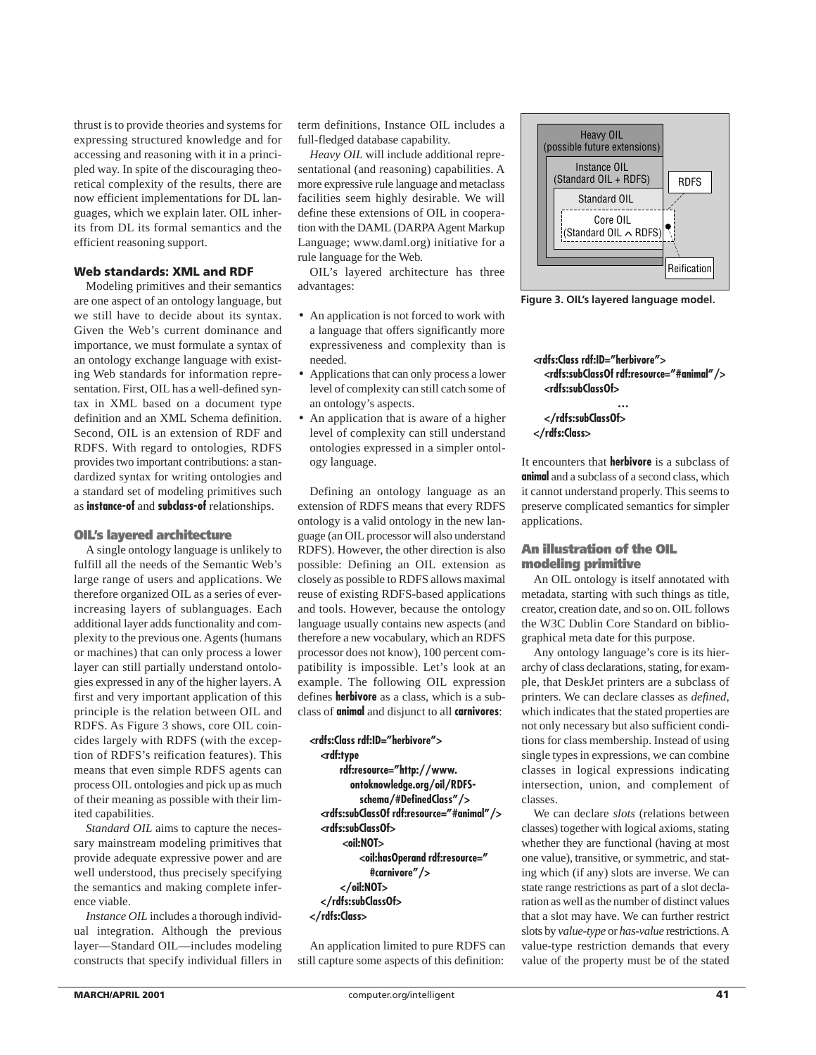thrust is to provide theories and systems for expressing structured knowledge and for accessing and reasoning with it in a principled way. In spite of the discouraging theoretical complexity of the results, there are now efficient implementations for DL languages, which we explain later. OIL inherits from DL its formal semantics and the efficient reasoning support.

### Web standards: XML and RDF

Modeling primitives and their semantics are one aspect of an ontology language, but we still have to decide about its syntax. Given the Web's current dominance and importance, we must formulate a syntax of an ontology exchange language with existing Web standards for information representation. First, OIL has a well-defined syntax in XML based on a document type definition and an XML Schema definition. Second, OIL is an extension of RDF and RDFS. With regard to ontologies, RDFS provides two important contributions: a standardized syntax for writing ontologies and a standard set of modeling primitives such as **instance-of** and **subclass-of** relationships.

### OIL's layered architecture

A single ontology language is unlikely to fulfill all the needs of the Semantic Web's large range of users and applications. We therefore organized OIL as a series of ever-increasing layers of sublanguages. Each additional layer adds functionality and complexity to the previous one. Agents (humans or machines) that can only process a lower layer can still partially understand ontologies expressed in any of the higher layers. A first and very important application of this principle is the relation between OIL and RDFS. As Figure 3 shows, core OIL coincides largely with RDFS (with the exception of RDFS's reification features). This means that even simple RDFS agents can process OIL ontologies and pick up as much of their meaning as possible with their limited capabilities.

*Standard OIL* aims to capture the necessary mainstream modeling primitives that provide adequate expressive power and are well understood, thus precisely specifying the semantics and making complete inference viable.

*Instance OIL* includes a thorough individual integration. Although the previous layer—Standard OIL—includes modeling constructs that specify individual fillers in term definitions, Instance OIL includes a full-fledged database capability.

*Heavy OIL* will include additional representational (and reasoning) capabilities. A more expressive rule language and metaclass facilities seem highly desirable. We will define these extensions of OIL in cooperation with the DAML (DARPA Agent Markup Language; www.daml.org) initiative for a rule language for the Web.

OIL's layered architecture has three advantages:

- An application is not forced to work with a language that offers significantly more expressiveness and complexity than is needed.
- Applications that can only process a lower level of complexity can still catch some of an ontology's aspects.
- An application that is aware of a higher level of complexity can still understand ontologies expressed in a simpler ontology language.

Defining an ontology language as an extension of RDFS means that every RDFS ontology is a valid ontology in the new language (an OIL processor will also understand RDFS). However, the other direction is also possible: Defining an OIL extension as closely as possible to RDFS allows maximal reuse of existing RDFS-based applications and tools. However, because the ontology language usually contains new aspects (and therefore a new vocabulary, which an RDFS processor does not know), 100 percent compatibility is impossible. Let's look at an example. The following OIL expression defines **herbivore** as a class, which is a subclass of **animal** and disjunct to all **carnivores**:

```
<rdfs:Class rdf:ID="herbivore">
   <rdf:type
        rdf:resource="http://www.
           ontoknowledge.org/oil/RDFS-
              schema/#DefinedClass"/>
   <rdfs:subClassOf rdf:resource="#animal"/>
   <rdfs:subClassOf>
         <oil:NOT>
              <oil:hasOperand rdf:resource="
                 #carnivore"/>
         </oil:NOT>
   </rdfs:subClassOf>
</rdfs:Class>
```

An application limited to pure RDFS can still capture some aspects of this definition:

Heavy OIL
(possible future extensions)
Instance OIL
(Standard OIL + RDFS)
RDFS
Standard OIL
Core OIL
(Standard OIL ∧ RDFS)
Reification

Figure 3. OIL's layered language model.

```
<rdfs:Class rdf:ID="herbivore">
   <rdfs:subClassOf rdf:resource="#animal"/>
   <rdfs:subClassOf>
                 …
   </rdfs:subClassOf>
</rdfs:Class>
```

It encounters that **herbivore** is a subclass of **animal** and a subclass of a second class, which it cannot understand properly. This seems to preserve complicated semantics for simpler applications.

### An illustration of the OIL modeling primitive

An OIL ontology is itself annotated with metadata, starting with such things as title, creator, creation date, and so on. OIL follows the W3C Dublin Core Standard on bibliographical meta date for this purpose.

Any ontology language's core is its hierarchy of class declarations, stating, for example, that DeskJet printers are a subclass of printers. We can declare classes as *defined,* which indicates that the stated properties are not only necessary but also sufficient conditions for class membership. Instead of using single types in expressions, we can combine classes in logical expressions indicating intersection, union, and complement of classes.

We can declare *slots* (relations between classes) together with logical axioms, stating whether they are functional (having at most one value), transitive, or symmetric, and stating which (if any) slots are inverse. We can state range restrictions as part of a slot declaration as well as the number of distinct values that a slot may have. We can further restrict slots by *value-type* or *has-value* restrictions. A value-type restriction demands that every value of the property must be of the stated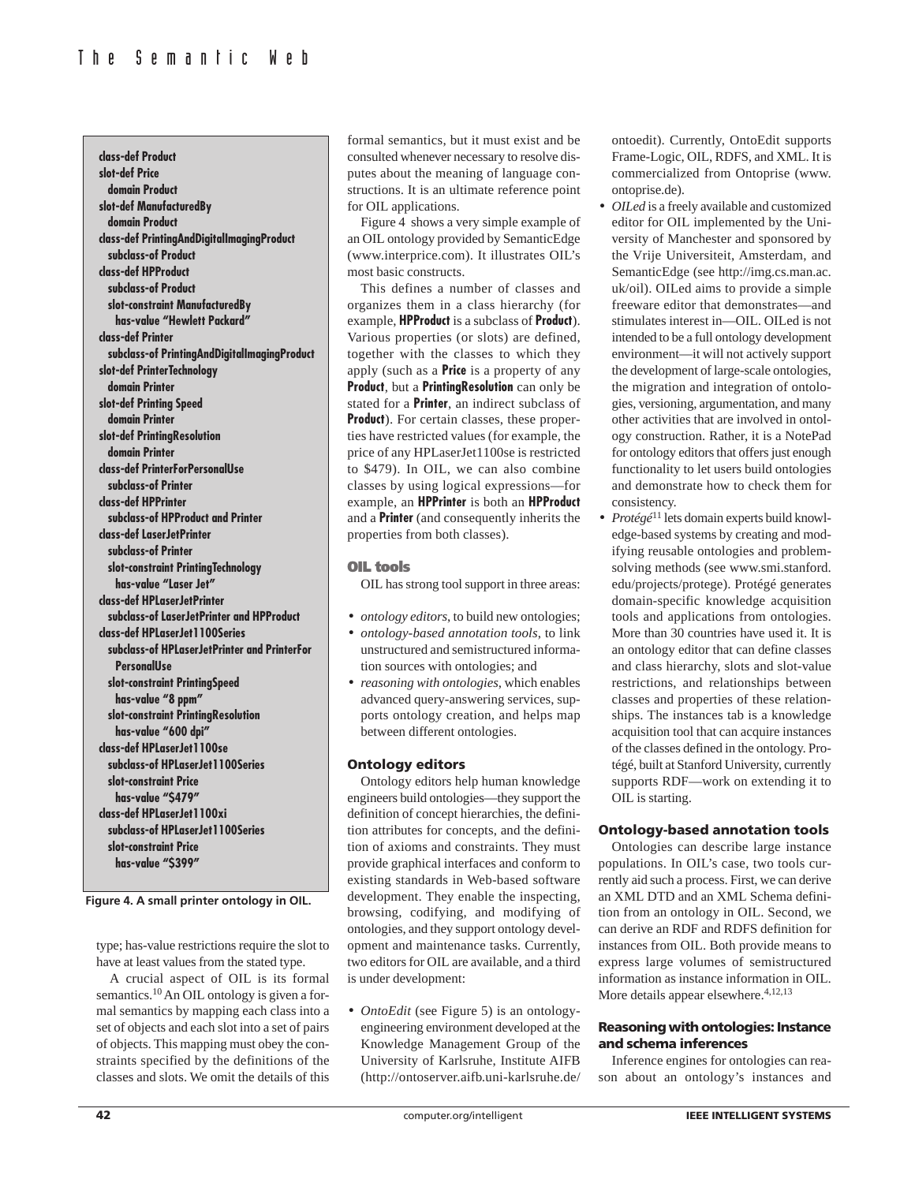```
class-def Product
slot-def Price
  domain Product
slot-def ManufacturedBy
  domain Product
class-def PrintingAndDigitalImagingProduct
  subclass-of Product
class-def HPProduct
  subclass-of Product
  slot-constraint ManufacturedBy
    has-value "Hewlett Packard"
class-def Printer
  subclass-of PrintingAndDigitalImagingProduct
slot-def PrinterTechnology
  domain Printer
slot-def Printing Speed
  domain Printer
slot-def PrintingResolution
  domain Printer
class-def PrinterForPersonalUse
  subclass-of Printer
class-def HPPrinter
  subclass-of HPProduct and Printer
class-def LaserJetPrinter
  subclass-of Printer
  slot-constraint PrintingTechnology
    has-value "Laser Jet"
class-def HPLaserJetPrinter
  subclass-of LaserJetPrinter and HPProduct
class-def HPLaserJet1100Series
  subclass-of HPLaserJetPrinter and PrinterFor
    PersonalUse
  slot-constraint PrintingSpeed
    has-value "8 ppm"
  slot-constraint PrintingResolution
    has-value "600 dpi"
class-def HPLaserJet1100se
  subclass-of HPLaserJet1100Series
  slot-constraint Price
    has-value "$479"
class-def HPLaserJet1100xi
  subclass-of HPLaserJet1100Series
  slot-constraint Price
    has-value "$399"
```

**Figure 4. A small printer ontology in OIL.**

type; has-value restrictions require the slot to have at least values from the stated type.

A crucial aspect of OIL is its formal semantics.[10] An OIL ontology is given a formal semantics by mapping each class into a set of objects and each slot into a set of pairs of objects. This mapping must obey the constraints specified by the definitions of the classes and slots. We omit the details of this formal semantics, but it must exist and be consulted whenever necessary to resolve disputes about the meaning of language constructions. It is an ultimate reference point for OIL applications.

Figure 4 shows a very simple example of an OIL ontology provided by SemanticEdge (www.interprice.com). It illustrates OIL's most basic constructs.

This defines a number of classes and organizes them in a class hierarchy (for example, **HPProduct** is a subclass of **Product**). Various properties (or slots) are defined, together with the classes to which they apply (such as a **Price** is a property of any **Product**, but a **PrintingResolution** can only be stated for a **Printer**, an indirect subclass of **Product**). For certain classes, these properties have restricted values (for example, the price of any HPLaserJet1100se is restricted to $479). In OIL, we can also combine classes by using logical expressions—for example, an **HPPrinter** is both an **HPProduct** and a **Printer** (and consequently inherits the properties from both classes).

## OIL tools

OIL has strong tool support in three areas:

- *ontology editors*, to build new ontologies;
- *ontology-based annotation tools*, to link unstructured and semistructured information sources with ontologies; and
- *reasoning with ontologies*, which enables advanced query-answering services, supports ontology creation, and helps map between different ontologies.

### Ontology editors

Ontology editors help human knowledge engineers build ontologies—they support the definition of concept hierarchies, the definition attributes for concepts, and the definition of axioms and constraints. They must provide graphical interfaces and conform to existing standards in Web-based software development. They enable the inspecting, browsing, codifying, and modifying of ontologies, and they support ontology development and maintenance tasks. Currently, two editors for OIL are available, and a third is under development:

- *OntoEdit* (see Figure 5) is an ontology-engineering environment developed at the Knowledge Management Group of the University of Karlsruhe, Institute AIFB (http://ontoserver.aifb.uni-karlsruhe.de/ontoedit). Currently, OntoEdit supports Frame-Logic, OIL, RDFS, and XML. It is commercialized from Ontoprise (www.ontoprise.de).
- *OILed* is a freely available and customized editor for OIL implemented by the University of Manchester and sponsored by the Vrije Universiteit, Amsterdam, and SemanticEdge (see http://img.cs.man.ac.uk/oil). OILed aims to provide a simple freeware editor that demonstrates—and stimulates interest in—OIL. OILed is not intended to be a full ontology development environment—it will not actively support the development of large-scale ontologies, the migration and integration of ontologies, versioning, argumentation, and many other activities that are involved in ontology construction. Rather, it is a NotePad for ontology editors that offers just enough functionality to let users build ontologies and demonstrate how to check them for consistency.
- *Protégé*[11] lets domain experts build knowledge-based systems by creating and modifying reusable ontologies and problem-solving methods (see www.smi.stanford.edu/projects/protege). Protégé generates domain-specific knowledge acquisition tools and applications from ontologies. More than 30 countries have used it. It is an ontology editor that can define classes and class hierarchy, slots and slot-value restrictions, and relationships between classes and properties of these relationships. The instances tab is a knowledge acquisition tool that can acquire instances of the classes defined in the ontology. Protégé, built at Stanford University, currently supports RDF—work on extending it to OIL is starting.

### Ontology-based annotation tools

Ontologies can describe large instance populations. In OIL's case, two tools currently aid such a process. First, we can derive an XML DTD and an XML Schema definition from an ontology in OIL. Second, we can derive an RDF and RDFS definition for instances from OIL. Both provide means to express large volumes of semistructured information as instance information in OIL. More details appear elsewhere.[4,12,13]

### Reasoning with ontologies: Instance and schema inferences

Inference engines for ontologies can reason about an ontology's instances and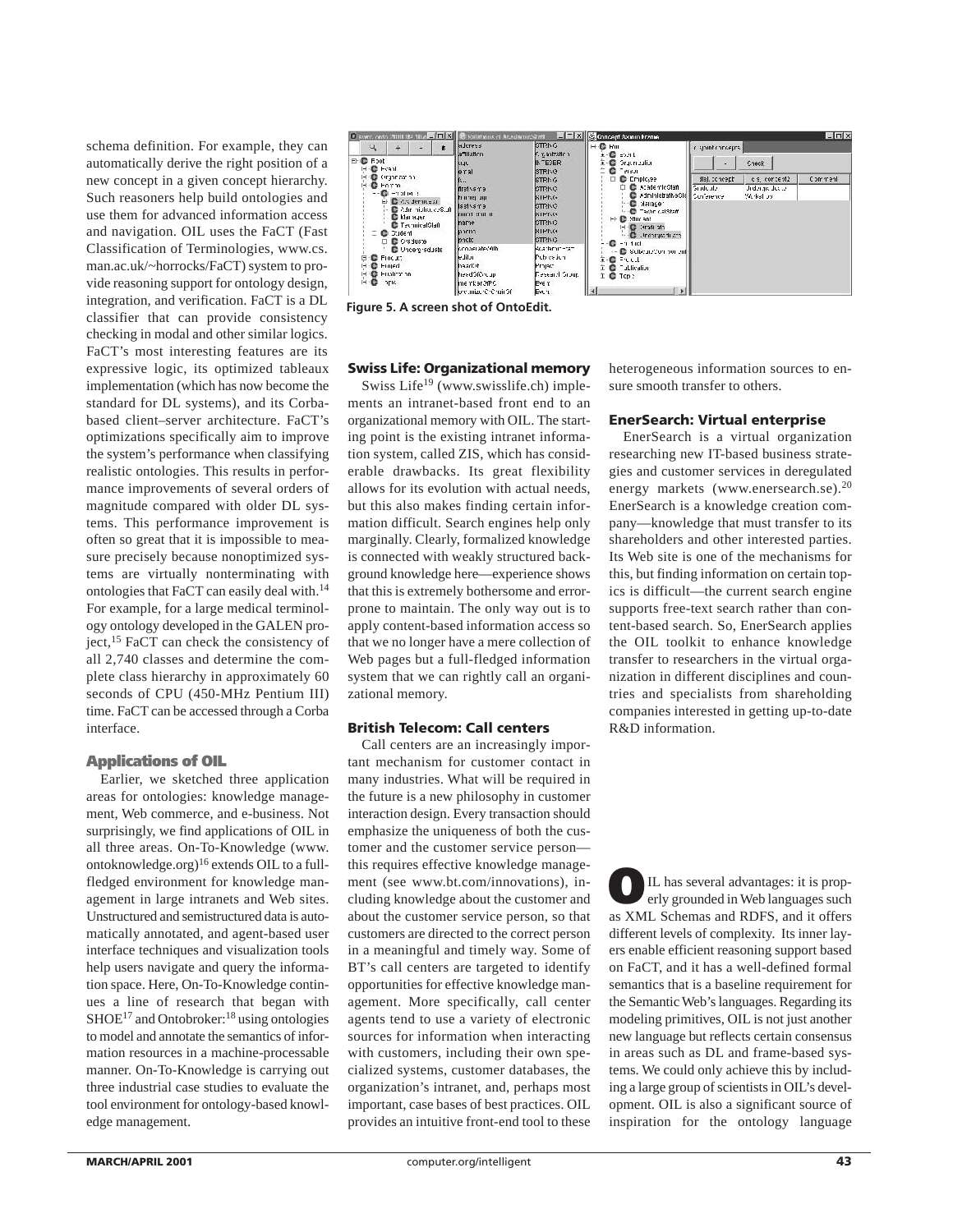schema definition. For example, they can automatically derive the right position of a new concept in a given concept hierarchy. Such reasoners help build ontologies and use them for advanced information access and navigation. OIL uses the FaCT (Fast Classification of Terminologies, www.cs.man.ac.uk/~horrocks/FaCT) system to provide reasoning support for ontology design, integration, and verification. FaCT is a DL classifier that can provide consistency checking in modal and other similar logics. FaCT's most interesting features are its expressive logic, its optimized tableaux implementation (which has now become the standard for DL systems), and its Corba-based client–server architecture. FaCT's optimizations specifically aim to improve the system's performance when classifying realistic ontologies. This results in performance improvements of several orders of magnitude compared with older DL systems. This performance improvement is often so great that it is impossible to measure precisely because nonoptimized systems are virtually nonterminating with ontologies that FaCT can easily deal with.[14] For example, for a large medical terminology ontology developed in the GALEN project,[15] FaCT can check the consistency of all 2,740 classes and determine the complete class hierarchy in approximately 60 seconds of CPU (450-MHz Pentium III) time. FaCT can be accessed through a Corba interface.

Figure 5. A screen shot of OntoEdit.

## Applications of OIL

Earlier, we sketched three application areas for ontologies: knowledge management, Web commerce, and e-business. Not surprisingly, we find applications of OIL in all three areas. On-To-Knowledge (www.ontoknowledge.org)[16] extends OIL to a full-fledged environment for knowledge management in large intranets and Web sites. Unstructured and semistructured data is automatically annotated, and agent-based user interface techniques and visualization tools help users navigate and query the information space. Here, On-To-Knowledge continues a line of research that began with SHOE[17] and Ontobroker:[18] using ontologies to model and annotate the semantics of information resources in a machine-processable manner. On-To-Knowledge is carrying out three industrial case studies to evaluate the tool environment for ontology-based knowledge management.

### Swiss Life: Organizational memory

Swiss Life[19] (www.swisslife.ch) implements an intranet-based front end to an organizational memory with OIL. The starting point is the existing intranet information system, called ZIS, which has considerable drawbacks. Its great flexibility allows for its evolution with actual needs, but this also makes finding certain information difficult. Search engines help only marginally. Clearly, formalized knowledge is connected with weakly structured background knowledge here—experience shows that this is extremely bothersome and error-prone to maintain. The only way out is to apply content-based information access so that we no longer have a mere collection of Web pages but a full-fledged information system that we can rightly call an organizational memory.

### British Telecom: Call centers

Call centers are an increasingly important mechanism for customer contact in many industries. What will be required in the future is a new philosophy in customer interaction design. Every transaction should emphasize the uniqueness of both the customer and the customer service person—this requires effective knowledge management (see www.bt.com/innovations), including knowledge about the customer and about the customer service person, so that customers are directed to the correct person in a meaningful and timely way. Some of BT's call centers are targeted to identify opportunities for effective knowledge management. More specifically, call center agents tend to use a variety of electronic sources for information when interacting with customers, including their own specialized systems, customer databases, the organization's intranet, and, perhaps most important, case bases of best practices. OIL provides an intuitive front-end tool to these heterogeneous information sources to ensure smooth transfer to others.

### EnerSearch: Virtual enterprise

EnerSearch is a virtual organization researching new IT-based business strategies and customer services in deregulated energy markets (www.enersearch.se).[20] EnerSearch is a knowledge creation company—knowledge that must transfer to its shareholders and other interested parties. Its Web site is one of the mechanisms for this, but finding information on certain topics is difficult—the current search engine supports free-text search rather than content-based search. So, EnerSearch applies the OIL toolkit to enhance knowledge transfer to researchers in the virtual organization in different disciplines and countries and specialists from shareholding companies interested in getting up-to-date R&D information.

OIL has several advantages: it is properly grounded in Web languages such as XML Schemas and RDFS, and it offers different levels of complexity. Its inner layers enable efficient reasoning support based on FaCT, and it has a well-defined formal semantics that is a baseline requirement for the Semantic Web's languages. Regarding its modeling primitives, OIL is not just another new language but reflects certain consensus in areas such as DL and frame-based systems. We could only achieve this by including a large group of scientists in OIL's development. OIL is also a significant source of inspiration for the ontology language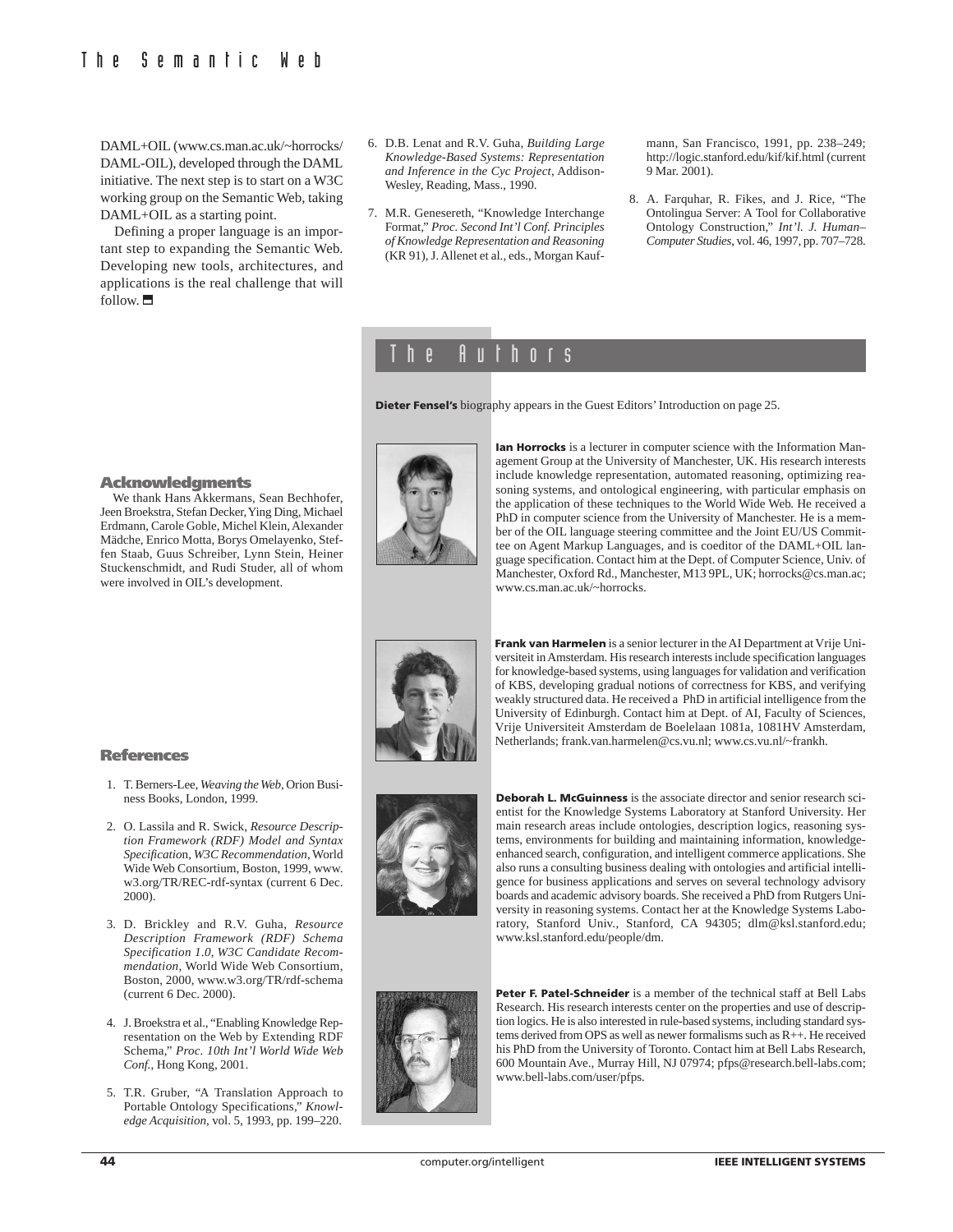DAML+OIL (www.cs.man.ac.uk/~horrocks/DAML-OIL), developed through the DAML initiative. The next step is to start on a W3C working group on the Semantic Web, taking DAML+OIL as a starting point.

Defining a proper language is an important step to expanding the Semantic Web. Developing new tools, architectures, and applications is the real challenge that will follow.

## Acknowledgments

We thank Hans Akkermans, Sean Bechhofer, Jeen Broekstra, Stefan Decker, Ying Ding, Michael Erdmann, Carole Goble, Michel Klein, Alexander Mädche, Enrico Motta, Borys Omelayenko, Steffen Staab, Guus Schreiber, Lynn Stein, Heiner Stuckenschmidt, and Rudi Studer, all of whom were involved in OIL's development.

## References

1. T. Berners-Lee, *Weaving the Web*, Orion Business Books, London, 1999.
2. O. Lassila and R. Swick, *Resource Description Framework (RDF) Model and Syntax Specification, W3C Recommendation*, World Wide Web Consortium, Boston, 1999, www.w3.org/TR/REC-rdf-syntax (current 6 Dec. 2000).
3. D. Brickley and R.V. Guha, *Resource Description Framework (RDF) Schema Specification 1.0, W3C Candidate Recommendation*, World Wide Web Consortium, Boston, 2000, www.w3.org/TR/rdf-schema (current 6 Dec. 2000).
4. J. Broekstra et al., "Enabling Knowledge Representation on the Web by Extending RDF Schema," *Proc. 10th Int'l World Wide Web Conf.*, Hong Kong, 2001.
5. T.R. Gruber, "A Translation Approach to Portable Ontology Specifications," *Knowledge Acquisition*, vol. 5, 1993, pp. 199–220.
6. D.B. Lenat and R.V. Guha, *Building Large Knowledge-Based Systems: Representation and Inference in the Cyc Project*, Addison-Wesley, Reading, Mass., 1990.
7. M.R. Genesereth, "Knowledge Interchange Format," *Proc. Second Int'l Conf. Principles of Knowledge Representation and Reasoning* (KR 91), J. Allenet et al., eds., Morgan Kaufmann, San Francisco, 1991, pp. 238–249; http://logic.stanford.edu/kif/kif.html (current 9 Mar. 2001).
8. A. Farquhar, R. Fikes, and J. Rice, "The Ontolingua Server: A Tool for Collaborative Ontology Construction," *Int'l. J. Human–Computer Studies*, vol. 46, 1997, pp. 707–728.

## The Authors

**Dieter Fensel's** biography appears in the Guest Editors' Introduction on page 25.

**Ian Horrocks** is a lecturer in computer science with the Information Management Group at the University of Manchester, UK. His research interests include knowledge representation, automated reasoning, optimizing reasoning systems, and ontological engineering, with particular emphasis on the application of these techniques to the World Wide Web. He received a PhD in computer science from the University of Manchester. He is a member of the OIL language steering committee and the Joint EU/US Committee on Agent Markup Languages, and is coeditor of the DAML+OIL language specification. Contact him at the Dept. of Computer Science, Univ. of Manchester, Oxford Rd., Manchester, M13 9PL, UK; horrocks@cs.man.ac; www.cs.man.ac.uk/~horrocks.

**Frank van Harmelen** is a senior lecturer in the AI Department at Vrije Universiteit in Amsterdam. His research interests include specification languages for knowledge-based systems, using languages for validation and verification of KBS, developing gradual notions of correctness for KBS, and verifying weakly structured data. He received a PhD in artificial intelligence from the University of Edinburgh. Contact him at Dept. of AI, Faculty of Sciences, Vrije Universiteit Amsterdam de Boelelaan 1081a, 1081HV Amsterdam, Netherlands; frank.van.harmelen@cs.vu.nl; www.cs.vu.nl/~frankh.

**Deborah L. McGuinness** is the associate director and senior research scientist for the Knowledge Systems Laboratory at Stanford University. Her main research areas include ontologies, description logics, reasoning systems, environments for building and maintaining information, knowledge-enhanced search, configuration, and intelligent commerce applications. She also runs a consulting business dealing with ontologies and artificial intelligence for business applications and serves on several technology advisory boards and academic advisory boards. She received a PhD from Rutgers University in reasoning systems. Contact her at the Knowledge Systems Laboratory, Stanford Univ., Stanford, CA 94305; dlm@ksl.stanford.edu; www.ksl.stanford.edu/people/dm.

**Peter F. Patel-Schneider** is a member of the technical staff at Bell Labs Research. His research interests center on the properties and use of description logics. He is also interested in rule-based systems, including standard systems derived from OPS as well as newer formalisms such as R++. He received his PhD from the University of Toronto. Contact him at Bell Labs Research, 600 Mountain Ave., Murray Hill, NJ 07974; pfps@research.bell-labs.com; www.bell-labs.com/user/pfps.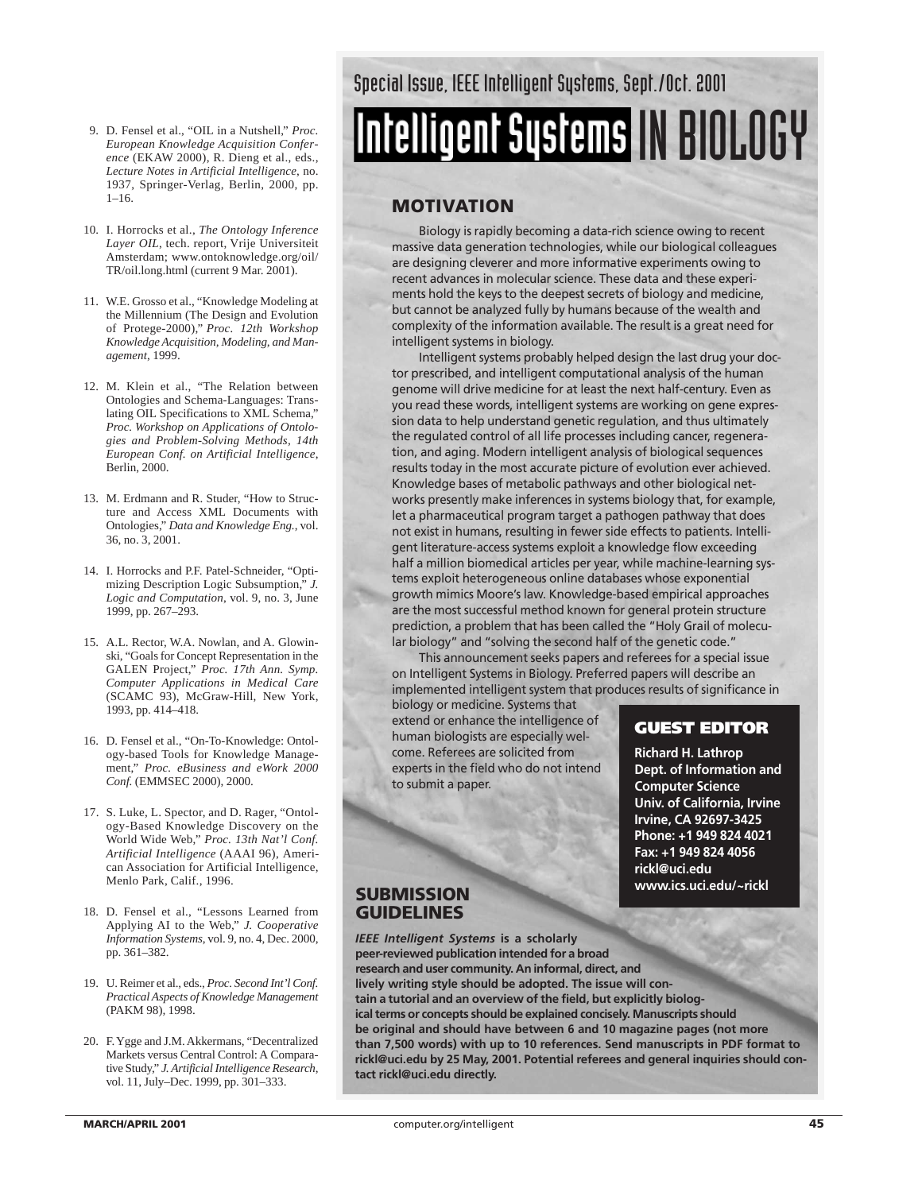9. D. Fensel et al., "OIL in a Nutshell," *Proc. European Knowledge Acquisition Conference* (EKAW 2000), R. Dieng et al., eds., *Lecture Notes in Artificial Intelligence*, no. 1937, Springer-Verlag, Berlin, 2000, pp. 1–16.

10. I. Horrocks et al., *The Ontology Inference Layer OIL*, tech. report, Vrije Universiteit Amsterdam; www.ontoknowledge.org/oil/TR/oil.long.html (current 9 Mar. 2001).

11. W.E. Grosso et al., "Knowledge Modeling at the Millennium (The Design and Evolution of Protege-2000)," *Proc. 12th Workshop Knowledge Acquisition, Modeling, and Management*, 1999.

12. M. Klein et al., "The Relation between Ontologies and Schema-Languages: Translating OIL Specifications to XML Schema," *Proc. Workshop on Applications of Ontologies and Problem-Solving Methods, 14th European Conf. on Artificial Intelligence*, Berlin, 2000.

13. M. Erdmann and R. Studer, "How to Structure and Access XML Documents with Ontologies," *Data and Knowledge Eng.*, vol. 36, no. 3, 2001.

14. I. Horrocks and P.F. Patel-Schneider, "Optimizing Description Logic Subsumption," *J. Logic and Computation*, vol. 9, no. 3, June 1999, pp. 267–293.

15. A.L. Rector, W.A. Nowlan, and A. Glowinski, "Goals for Concept Representation in the GALEN Project," *Proc. 17th Ann. Symp. Computer Applications in Medical Care* (SCAMC 93), McGraw-Hill, New York, 1993, pp. 414–418.

16. D. Fensel et al., "On-To-Knowledge: Ontology-based Tools for Knowledge Management," *Proc. eBusiness and eWork 2000 Conf.* (EMMSEC 2000), 2000.

17. S. Luke, L. Spector, and D. Rager, "Ontology-Based Knowledge Discovery on the World Wide Web," *Proc. 13th Nat'l Conf. Artificial Intelligence* (AAAI 96), American Association for Artificial Intelligence, Menlo Park, Calif., 1996.

18. D. Fensel et al., "Lessons Learned from Applying AI to the Web," *J. Cooperative Information Systems*, vol. 9, no. 4, Dec. 2000, pp. 361–382.

19. U. Reimer et al., eds., *Proc. Second Int'l Conf. Practical Aspects of Knowledge Management* (PAKM 98), 1998.

20. F. Ygge and J.M. Akkermans, "Decentralized Markets versus Central Control: A Comparative Study," *J. Artificial Intelligence Research*, vol. 11, July–Dec. 1999, pp. 301–333.

Special Issue, IEEE Intelligent Systems, Sept./Oct. 2001

# Intelligent Systems IN BIOLOGY

## MOTIVATION

Biology is rapidly becoming a data-rich science owing to recent massive data generation technologies, while our biological colleagues are designing cleverer and more informative experiments owing to recent advances in molecular science. These data and these experiments hold the keys to the deepest secrets of biology and medicine, but cannot be analyzed fully by humans because of the wealth and complexity of the information available. The result is a great need for intelligent systems in biology.

Intelligent systems probably helped design the last drug your doctor prescribed, and intelligent computational analysis of the human genome will drive medicine for at least the next half-century. Even as you read these words, intelligent systems are working on gene expression data to help understand genetic regulation, and thus ultimately the regulated control of all life processes including cancer, regeneration, and aging. Modern intelligent analysis of biological sequences results today in the most accurate picture of evolution ever achieved. Knowledge bases of metabolic pathways and other biological networks presently make inferences in systems biology that, for example, let a pharmaceutical program target a pathogen pathway that does not exist in humans, resulting in fewer side effects to patients. Intelligent literature-access systems exploit a knowledge flow exceeding half a million biomedical articles per year, while machine-learning systems exploit heterogeneous online databases whose exponential growth mimics Moore's law. Knowledge-based empirical approaches are the most successful method known for general protein structure prediction, a problem that has been called the "Holy Grail of molecular biology" and "solving the second half of the genetic code."

This announcement seeks papers and referees for a special issue on Intelligent Systems in Biology. Preferred papers will describe an implemented intelligent system that produces results of significance in biology or medicine. Systems that extend or enhance the intelligence of human biologists are especially welcome. Referees are solicited from experts in the field who do not intend to submit a paper.

## GUEST EDITOR

**Richard H. Lathrop**
**Dept. of Information and Computer Science**
**Univ. of California, Irvine**
**Irvine, CA 92697-3425**
**Phone: +1 949 824 4021**
**Fax: +1 949 824 4056**
**rickl@uci.edu**
**www.ics.uci.edu/~rickl**

## SUBMISSION GUIDELINES

***IEEE Intelligent Systems*** **is a scholarly peer-reviewed publication intended for a broad research and user community. An informal, direct, and lively writing style should be adopted. The issue will contain a tutorial and an overview of the field, but explicitly biological terms or concepts should be explained concisely. Manuscripts should be original and should have between 6 and 10 magazine pages (not more than 7,500 words) with up to 10 references. Send manuscripts in PDF format to rickl@uci.edu by 25 May, 2001. Potential referees and general inquiries should contact rickl@uci.edu directly.**